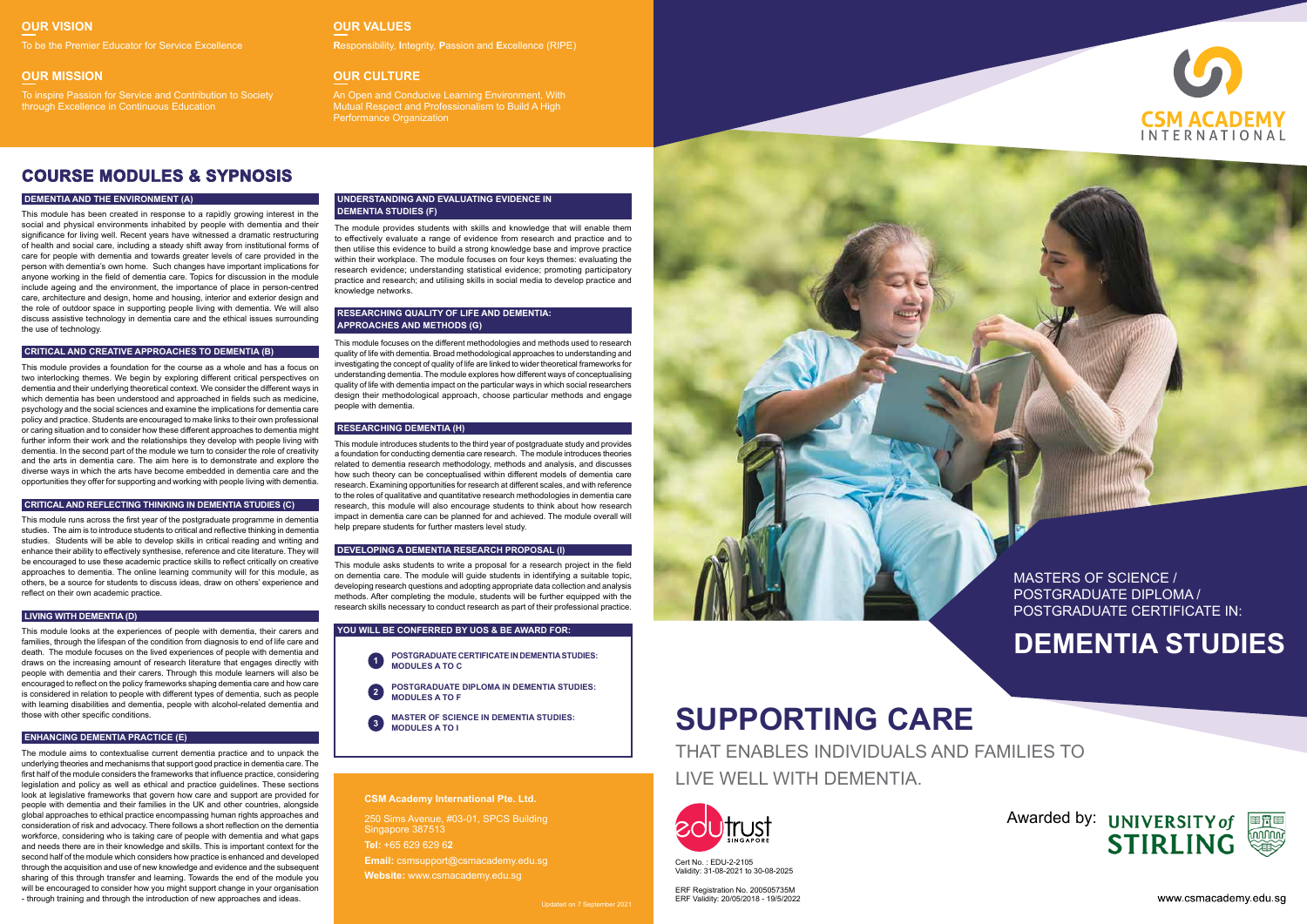## OUR VISION

To be the Premier Educator for Service Excellence

## OUR MISSION

To inspire Passion for Service and Contribution to Society through Excellence in Continuous Education

## OUR VALUES

**R**esponsibility, **I**ntegrity, **P**assion and **E**xcellence (RIPE)

## OUR CULTURE

An Open and Conducive Learning Environment, With Mutual Respect and Professionalism to Build A High Performance Organization

# COURSE MODULES & SYPNOSIS

### DEMENTIA AND THE ENVIRONMENT (A)

This module has been created in response to a rapidly growing interest in the social and physical environments inhabited by people with dementia and their significance for living well. Recent years have witnessed a dramatic restructuring of health and social care, including a steady shift away from institutional forms of care for people with dementia and towards greater levels of care provided in the person with dementia's own home. Such changes have important implications for anyone working in the field of dementia care. Topics for discussion in the module include ageing and the environment, the importance of place in person-centred care, architecture and design, home and housing, interior and exterior design and the role of outdoor space in supporting people living with dementia. We will also discuss assistive technology in dementia care and the ethical issues surrounding the use of technology.

### CRITICAL AND CREATIVE APPROACHES TO DEMENTIA (B)

This module provides a foundation for the course as a whole and has a focus on two interlocking themes. We begin by exploring different critical perspectives on dementia and their underlying theoretical context. We consider the different ways in which dementia has been understood and approached in fields such as medicine, psychology and the social sciences and examine the implications for dementia care policy and practice. Students are encouraged to make links to their own professional or caring situation and to consider how these different approaches to dementia might further inform their work and the relationships they develop with people living with dementia. In the second part of the module we turn to consider the role of creativity and the arts in dementia care. The aim here is to demonstrate and explore the diverse ways in which the arts have become embedded in dementia care and the opportunities they offer for supporting and working with people living with dementia.

### CRITICAL AND REFLECTING THINKING IN DEMENTIA STUDIES (C)

This module runs across the first year of the postgraduate programme in dementia studies. The aim is to introduce students to critical and reflective thinking in dementia studies. Students will be able to develop skills in critical reading and writing and enhance their ability to effectively synthesise, reference and cite literature. They will be encouraged to use these academic practice skills to reflect critically on creative approaches to dementia. The online learning community will for this module, as others, be a source for students to discuss ideas, draw on others' experience and reflect on their own academic practice.

### LIVING WITH DEMENTIA (D)

This module looks at the experiences of people with dementia, their carers and families, through the lifespan of the condition from diagnosis to end of life care and death. The module focuses on the lived experiences of people with dementia and draws on the increasing amount of research literature that engages directly with people with dementia and their carers. Through this module learners will also be encouraged to reflect on the policy frameworks shaping dementia care and how care is considered in relation to people with different types of dementia, such as people with learning disabilities and dementia, people with alcohol-related dementia and those with other specific conditions.

### ENHANCING DEMENTIA PRACTICE (E)

The module aims to contextualise current dementia practice and to unpack the underlying theories and mechanisms that support good practice in dementia care. The first half of the module considers the frameworks that influence practice, considering legislation and policy as well as ethical and practice guidelines. These sections look at legislative frameworks that govern how care and support are provided for people with dementia and their families in the UK and other countries, alongside global approaches to ethical practice encompassing human rights approaches and consideration of risk and advocacy. There follows a short reflection on the dementia workforce, considering who is taking care of people with dementia and what gaps and needs there are in their knowledge and skills. This is important context for the second half of the module which considers how practice is enhanced and developed through the acquisition and use of new knowledge and evidence and the subsequent sharing of this through transfer and learning. Towards the end of the module you will be encouraged to consider how you might support change in your organisation - through training and through the introduction of new approaches and ideas.

### UNDERSTANDING AND EVALUATING EVIDENCE IN DEMENTIA STUDIES (F)

The module provides students with skills and knowledge that will enable them to effectively evaluate a range of evidence from research and practice and to then utilise this evidence to build a strong knowledge base and improve practice within their workplace. The module focuses on four keys themes: evaluating the research evidence; understanding statistical evidence; promoting participatory practice and research; and utilising skills in social media to develop practice and knowledge networks.

### RESEARCHING QUALITY OF LIFE AND DEMENTIA: APPROACHES AND METHODS (G)

This module focuses on the different methodologies and methods used to research quality of life with dementia. Broad methodological approaches to understanding and investigating the concept of quality of life are linked to wider theoretical frameworks for understanding dementia. The module explores how different ways of conceptualising quality of life with dementia impact on the particular ways in which social researchers design their methodological approach, choose particular methods and engage people with dementia.

### RESEARCHING DEMENTIA (H)

This module introduces students to the third year of postgraduate study and provides a foundation for conducting dementia care research. The module introduces theories related to dementia research methodology, methods and analysis, and discusses how such theory can be conceptualised within different models of dementia care research. Examining opportunities for research at different scales, and with reference to the roles of qualitative and quantitative research methodologies in dementia care research, this module will also encourage students to think about how research impact in dementia care can be planned for and achieved. The module overall will help prepare students for further masters level study.

### DEVELOPING A DEMENTIA RESEARCH PROPOSAL (I)

This module asks students to write a proposal for a research project in the field on dementia care. The module will guide students in identifying a suitable topic, developing research questions and adopting appropriate data collection and analysis methods. After completing the module, students will be further equipped with the research skills necessary to conduct research as part of their professional practice.

### YOU WILL BE CONFERRED BY UOS & BE AWARD FOR:

1. **POSTGRADUATE CERTIFICATE IN DEMENTIA STUDIES: MODULES A TO C**
2. **POSTGRADUATE DIPLOMA IN DEMENTIA STUDIES: MODULES A TO F**
3. **MASTER OF SCIENCE IN DEMENTIA STUDIES: MODULES A TO I**

**CSM Academy International Pte. Ltd.**

250 Sims Avenue, #03-01, SPCS Building
Singapore 387513

**Tel:** +65 629 629 62

**Email:** csmsupport@csmacademy.edu.sg

**Website:** www.csmacademy.edu.sg

Updated on 7 September 2021

CSM ACADEMY INTERNATIONAL

MASTERS OF SCIENCE / POSTGRADUATE DIPLOMA / POSTGRADUATE CERTIFICATE IN:

# DEMENTIA STUDIES

# SUPPORTING CARE

THAT ENABLES INDIVIDUALS AND FAMILIES TO LIVE WELL WITH DEMENTIA.

edutrust SINGAPORE

Cert No. : EDU-2-2105
Validity: 31-08-2021 to 30-08-2025

ERF Registration No. 200505735M
ERF Validity: 20/05/2018 - 19/5/2022

Awarded by: UNIVERSITY of STIRLING

www.csmacademy.edu.sg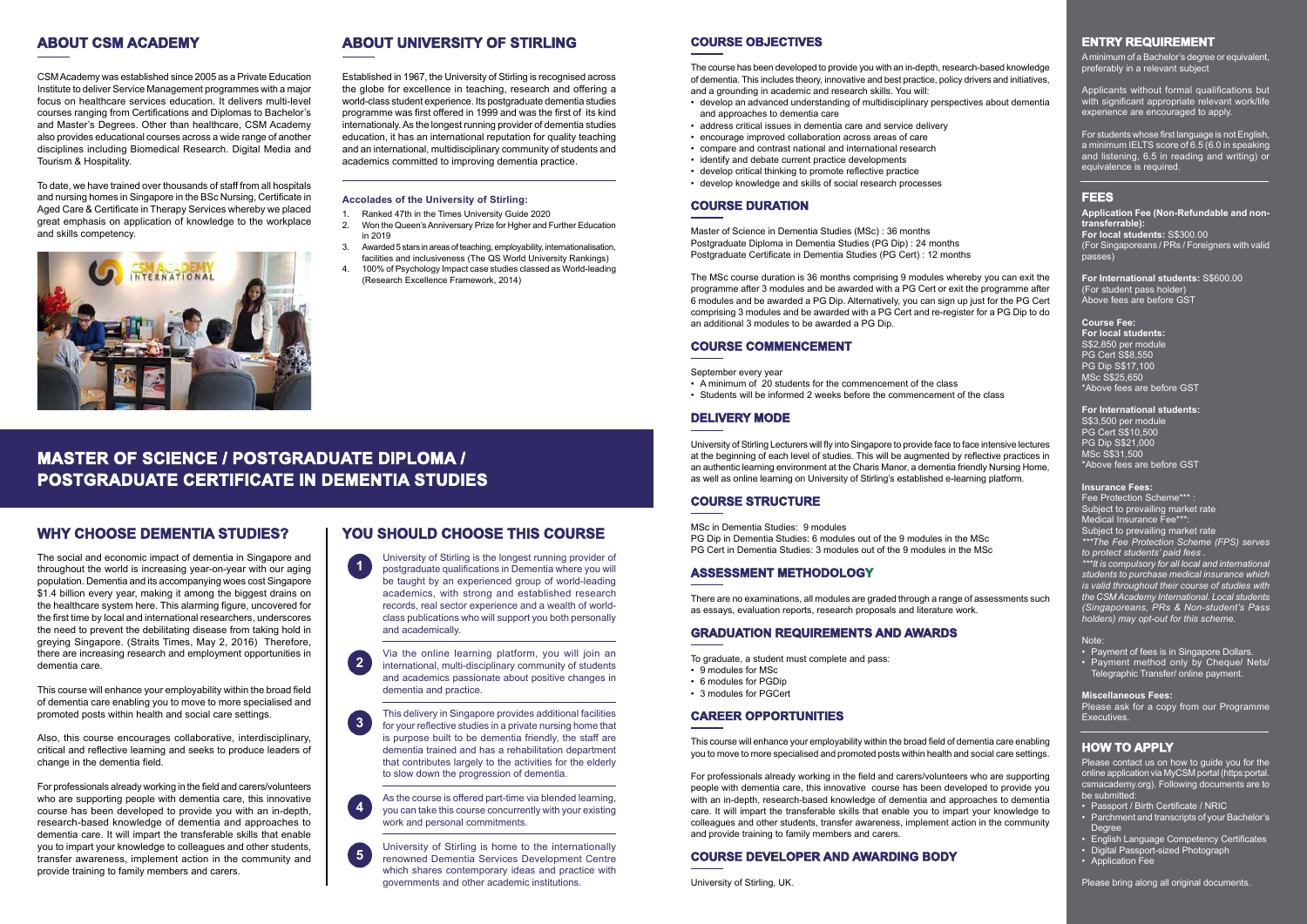## ABOUT CSM ACADEMY

CSM Academy was established since 2005 as a Private Education Institute to deliver Service Management programmes with a major focus on healthcare services education. It delivers multi-level courses ranging from Certifications and Diplomas to Bachelor's and Master's Degrees. Other than healthcare, CSM Academy also provides educational courses across a wide range of another disciplines including Biomedical Research. Digital Media and Tourism & Hospitality.

To date, we have trained over thousands of staff from all hospitals and nursing homes in Singapore in the BSc Nursing, Certificate in Aged Care & Certificate in Therapy Services whereby we placed great emphasis on application of knowledge to the workplace and skills competency.

## ABOUT UNIVERSITY OF STIRLING

Established in 1967, the University of Stirling is recognised across the globe for excellence in teaching, research and offering a world-class student experience. Its postgraduate dementia studies programme was first offered in 1999 and was the first of its kind internationally. As the longest running provider of dementia studies education, it has an international reputation for quality teaching and an international, multidisciplinary community of students and academics committed to improving dementia practice.

**Accolades of the University of Stirling:**

1. Ranked 47th in the Times University Guide 2020
2. Won the Queen's Anniversary Prize for Hgher and Further Education in 2019
3. Awarded 5 stars in areas of teaching, employability, internationalisation, facilities and inclusiveness (The QS World University Rankings)
4. 100% of Psychology Impact case studies classed as World-leading (Research Excellence Framework, 2014)

# MASTER OF SCIENCE / POSTGRADUATE DIPLOMA / POSTGRADUATE CERTIFICATE IN DEMENTIA STUDIES

## WHY CHOOSE DEMENTIA STUDIES?

The social and economic impact of dementia in Singapore and throughout the world is increasing year-on-year with our aging population. Dementia and its accompanying woes cost Singapore $1.4 billion every year, making it among the biggest drains on the healthcare system here. This alarming figure, uncovered for the first time by local and international researchers, underscores the need to prevent the debilitating disease from taking hold in greying Singapore. (Straits Times, May 2, 2016) Therefore, there are increasing research and employment opportunities in dementia care.

This course will enhance your employability within the broad field of dementia care enabling you to move to more specialised and promoted posts within health and social care settings.

Also, this course encourages collaborative, interdisciplinary, critical and reflective learning and seeks to produce leaders of change in the dementia field.

For professionals already working in the field and carers/volunteers who are supporting people with dementia care, this innovative course has been developed to provide you with an in-depth, research-based knowledge of dementia and approaches to dementia care. It will impart the transferable skills that enable you to impart your knowledge to colleagues and other students, transfer awareness, implement action in the community and provide training to family members and carers.

## YOU SHOULD CHOOSE THIS COURSE

1. University of Stirling is the longest running provider of postgraduate qualifications in Dementia where you will be taught by an experienced group of world-leading academics, with strong and established research records, real sector experience and a wealth of world-class publications who will support you both personally and academically.
2. Via the online learning platform, you will join an international, multi-disciplinary community of students and academics passionate about positive changes in dementia and practice.
3. This delivery in Singapore provides additional facilities for your reflective studies in a private nursing home that is purpose built to be dementia friendly, the staff are dementia trained and has a rehabilitation department that contributes largely to the activities for the elderly to slow down the progression of dementia.
4. As the course is offered part-time via blended learning, you can take this course concurrently with your existing work and personal commitments.
5. University of Stirling is home to the internationally renowned Dementia Services Development Centre which shares contemporary ideas and practice with governments and other academic institutions.

## COURSE OBJECTIVES

The course has been developed to provide you with an in-depth, research-based knowledge of dementia. This includes theory, innovative and best practice, policy drivers and initiatives, and a grounding in academic and research skills. You will:

- develop an advanced understanding of multidisciplinary perspectives about dementia and approaches to dementia care
- address critical issues in dementia care and service delivery
- encourage improved collaboration across areas of care
- compare and contrast national and international research
- identify and debate current practice developments
- develop critical thinking to promote reflective practice
- develop knowledge and skills of social research processes

## COURSE DURATION

Master of Science in Dementia Studies (MSc) : 36 months
Postgraduate Diploma in Dementia Studies (PG Dip) : 24 months
Postgraduate Certificate in Dementia Studies (PG Cert) : 12 months

The MSc course duration is 36 months comprising 9 modules whereby you can exit the programme after 3 modules and be awarded with a PG Cert or exit the programme after 6 modules and be awarded a PG Dip. Alternatively, you can sign up just for the PG Cert comprising 3 modules and be awarded with a PG Cert and re-register for a PG Dip to do an additional 3 modules to be awarded a PG Dip.

## COURSE COMMENCEMENT

September every year

- A minimum of 20 students for the commencement of the class
- Students will be informed 2 weeks before the commencement of the class

## DELIVERY MODE

University of Stirling Lecturers will fly into Singapore to provide face to face intensive lectures at the beginning of each level of studies. This will be augmented by reflective practices in an authentic learning environment at the Charis Manor, a dementia friendly Nursing Home, as well as online learning on University of Stirling's established e-learning platform.

## COURSE STRUCTURE

MSc in Dementia Studies: 9 modules
PG Dip in Dementia Studies: 6 modules out of the 9 modules in the MSc
PG Cert in Dementia Studies: 3 modules out of the 9 modules in the MSc

## ASSESSMENT METHODOLOGY

There are no examinations, all modules are graded through a range of assessments such as essays, evaluation reports, research proposals and literature work.

## GRADUATION REQUIREMENTS AND AWARDS

To graduate, a student must complete and pass:

- 9 modules for MSc
- 6 modules for PGDip
- 3 modules for PGCert

## CAREER OPPORTUNITIES

This course will enhance your employability within the broad field of dementia care enabling you to move to more specialised and promoted posts within health and social care settings.

For professionals already working in the field and carers/volunteers who are supporting people with dementia care, this innovative course has been developed to provide you with an in-depth, research-based knowledge of dementia and approaches to dementia care. It will impart the transferable skills that enable you to impart your knowledge to colleagues and other students, transfer awareness, implement action in the community and provide training to family members and carers.

## COURSE DEVELOPER AND AWARDING BODY

University of Stirling, UK.

## ENTRY REQUIREMENT

A minimum of a Bachelor's degree or equivalent, preferably in a relevant subject

Applicants without formal qualifications but with significant appropriate relevant work/life experience are encouraged to apply.

For students whose first language is not English, a minimum IELTS score of 6.5 (6.0 in speaking and listening, 6.5 in reading and writing) or equivalence is required.

## FEES

**Application Fee (Non-Refundable and non-transferrable):**
**For local students:** S$300.00
(For Singaporeans / PRs / Foreigners with valid passes)

**For International students:** S$600.00
(For student pass holder)
Above fees are before GST

**Course Fee:**
**For local students:**
S$2,850 per module
PG Cert S$8,550
PG Dip S$17,100
MSc S$25,650
*Above fees are before GST

**For International students:**
S$3,500 per module
PG Cert S$10,500
PG Dip S$21,000
MSc S$31,500
*Above fees are before GST

**Insurance Fees:**
Fee Protection Scheme*** :
Subject to prevailing market rate
Medical Insurance Fee***:
Subject to prevailing market rate
****The Fee Protection Scheme (FPS) serves to protect students' paid fees .*
****It is compulsory for all local and international students to purchase medical insurance which is valid throughout their course of studies with the CSM Academy International. Local students (Singaporeans, PRs & Non-student's Pass holders) may opt-out for this scheme.*

Note:

- Payment of fees is in Singapore Dollars.
- Payment method only by Cheque/ Nets/ Telegraphic Transfer/ online payment.

**Miscellaneous Fees:**
Please ask for a copy from our Programme Executives.

## HOW TO APPLY

Please contact us on how to guide you for the online application via MyCSM portal (https:portal.csmacademy.org). Following documents are to be submitted:

- Passport / Birth Certificate / NRIC
- Parchment and transcripts of your Bachelor's Degree
- English Language Competency Certificates
- Digital Passport-sized Photograph
- Application Fee

Please bring along all original documents.